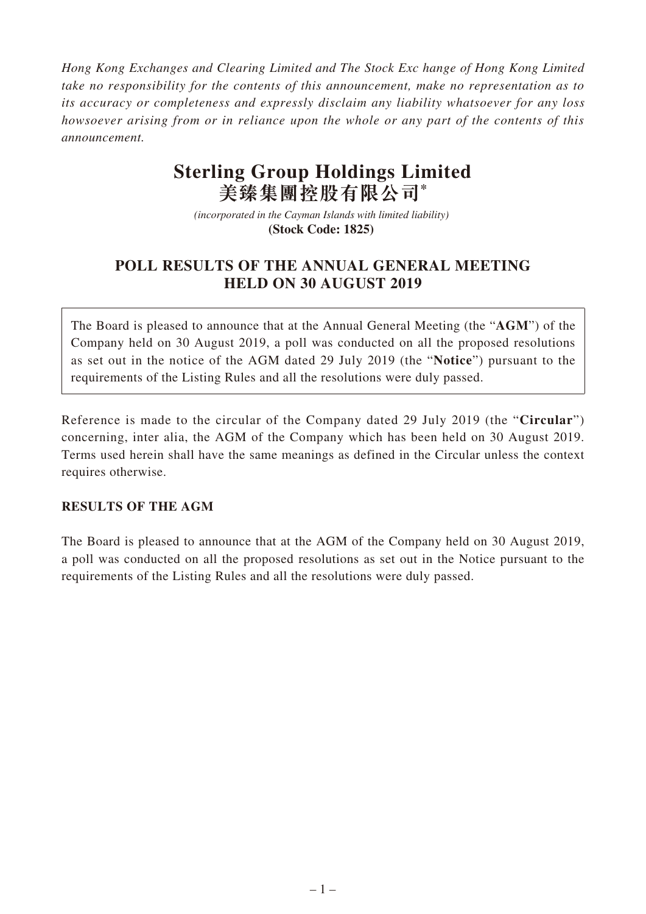*Hong Kong Exchanges and Clearing Limited and The Stock Exc hange of Hong Kong Limited take no responsibility for the contents of this announcement, make no representation as to its accuracy or completeness and expressly disclaim any liability whatsoever for any loss howsoever arising from or in reliance upon the whole or any part of the contents of this announcement.*

# Sterling Group Holdings Limited
# 美臻集團控股有限公司*

*(incorporated in the Cayman Islands with limited liability)*
**(Stock Code: 1825)**

## POLL RESULTS OF THE ANNUAL GENERAL MEETING HELD ON 30 AUGUST 2019

The Board is pleased to announce that at the Annual General Meeting (the "**AGM**") of the Company held on 30 August 2019, a poll was conducted on all the proposed resolutions as set out in the notice of the AGM dated 29 July 2019 (the "**Notice**") pursuant to the requirements of the Listing Rules and all the resolutions were duly passed.

Reference is made to the circular of the Company dated 29 July 2019 (the "**Circular**") concerning, inter alia, the AGM of the Company which has been held on 30 August 2019. Terms used herein shall have the same meanings as defined in the Circular unless the context requires otherwise.

### RESULTS OF THE AGM

The Board is pleased to announce that at the AGM of the Company held on 30 August 2019, a poll was conducted on all the proposed resolutions as set out in the Notice pursuant to the requirements of the Listing Rules and all the resolutions were duly passed.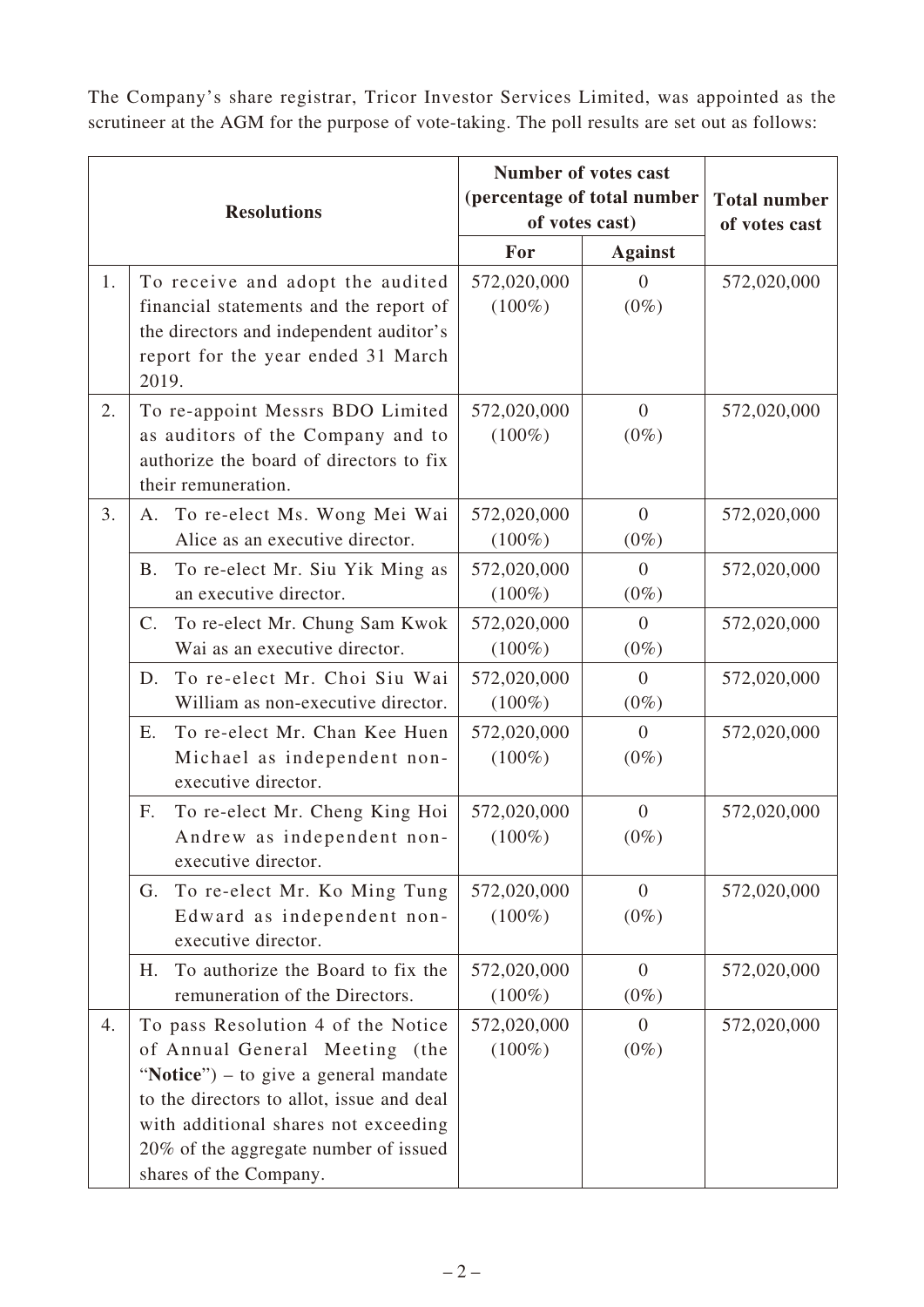The Company's share registrar, Tricor Investor Services Limited, was appointed as the scrutineer at the AGM for the purpose of vote-taking. The poll results are set out as follows:

| Resolutions | | Number of votes cast (percentage of total number of votes cast) | | Total number of votes cast |
|---|---|---|---|---|
| | | For | Against | |
| 1. | To receive and adopt the audited financial statements and the report of the directors and independent auditor's report for the year ended 31 March 2019. | 572,020,000 (100%) | 0 (0%) | 572,020,000 |
| 2. | To re-appoint Messrs BDO Limited as auditors of the Company and to authorize the board of directors to fix their remuneration. | 572,020,000 (100%) | 0 (0%) | 572,020,000 |
| 3. | A. To re-elect Ms. Wong Mei Wai Alice as an executive director. | 572,020,000 (100%) | 0 (0%) | 572,020,000 |
| | B. To re-elect Mr. Siu Yik Ming as an executive director. | 572,020,000 (100%) | 0 (0%) | 572,020,000 |
| | C. To re-elect Mr. Chung Sam Kwok Wai as an executive director. | 572,020,000 (100%) | 0 (0%) | 572,020,000 |
| | D. To re-elect Mr. Choi Siu Wai William as non-executive director. | 572,020,000 (100%) | 0 (0%) | 572,020,000 |
| | E. To re-elect Mr. Chan Kee Huen Michael as independent non-executive director. | 572,020,000 (100%) | 0 (0%) | 572,020,000 |
| | F. To re-elect Mr. Cheng King Hoi Andrew as independent non-executive director. | 572,020,000 (100%) | 0 (0%) | 572,020,000 |
| | G. To re-elect Mr. Ko Ming Tung Edward as independent non-executive director. | 572,020,000 (100%) | 0 (0%) | 572,020,000 |
| | H. To authorize the Board to fix the remuneration of the Directors. | 572,020,000 (100%) | 0 (0%) | 572,020,000 |
| 4. | To pass Resolution 4 of the Notice of Annual General Meeting (the "**Notice**") – to give a general mandate to the directors to allot, issue and deal with additional shares not exceeding 20% of the aggregate number of issued shares of the Company. | 572,020,000 (100%) | 0 (0%) | 572,020,000 |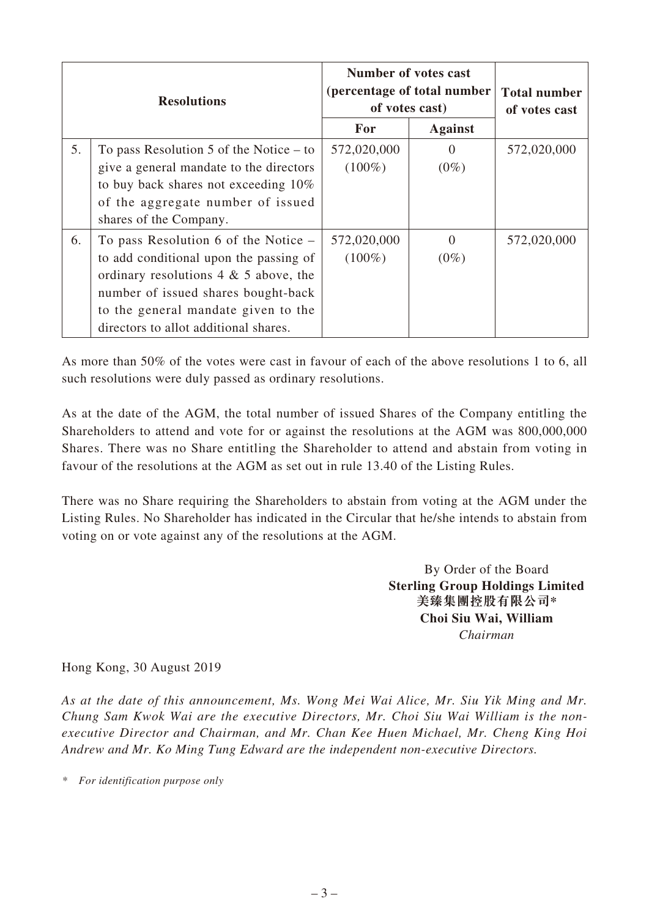| Resolutions | | Number of votes cast (percentage of total number of votes cast) | | Total number of votes cast |
|---|---|---|---|---|
| | | For | Against | |
| 5. | To pass Resolution 5 of the Notice – to give a general mandate to the directors to buy back shares not exceeding 10% of the aggregate number of issued shares of the Company. | 572,020,000 (100%) | 0 (0%) | 572,020,000 |
| 6. | To pass Resolution 6 of the Notice – to add conditional upon the passing of ordinary resolutions 4 & 5 above, the number of issued shares bought-back to the general mandate given to the directors to allot additional shares. | 572,020,000 (100%) | 0 (0%) | 572,020,000 |

As more than 50% of the votes were cast in favour of each of the above resolutions 1 to 6, all such resolutions were duly passed as ordinary resolutions.

As at the date of the AGM, the total number of issued Shares of the Company entitling the Shareholders to attend and vote for or against the resolutions at the AGM was 800,000,000 Shares. There was no Share entitling the Shareholder to attend and abstain from voting in favour of the resolutions at the AGM as set out in rule 13.40 of the Listing Rules.

There was no Share requiring the Shareholders to abstain from voting at the AGM under the Listing Rules. No Shareholder has indicated in the Circular that he/she intends to abstain from voting on or vote against any of the resolutions at the AGM.

By Order of the Board
**Sterling Group Holdings Limited**
**美臻集團控股有限公司***
**Choi Siu Wai, William**
*Chairman*

Hong Kong, 30 August 2019

*As at the date of this announcement, Ms. Wong Mei Wai Alice, Mr. Siu Yik Ming and Mr. Chung Sam Kwok Wai are the executive Directors, Mr. Choi Siu Wai William is the non-executive Director and Chairman, and Mr. Chan Kee Huen Michael, Mr. Cheng King Hoi Andrew and Mr. Ko Ming Tung Edward are the independent non-executive Directors.*

\* *For identification purpose only*